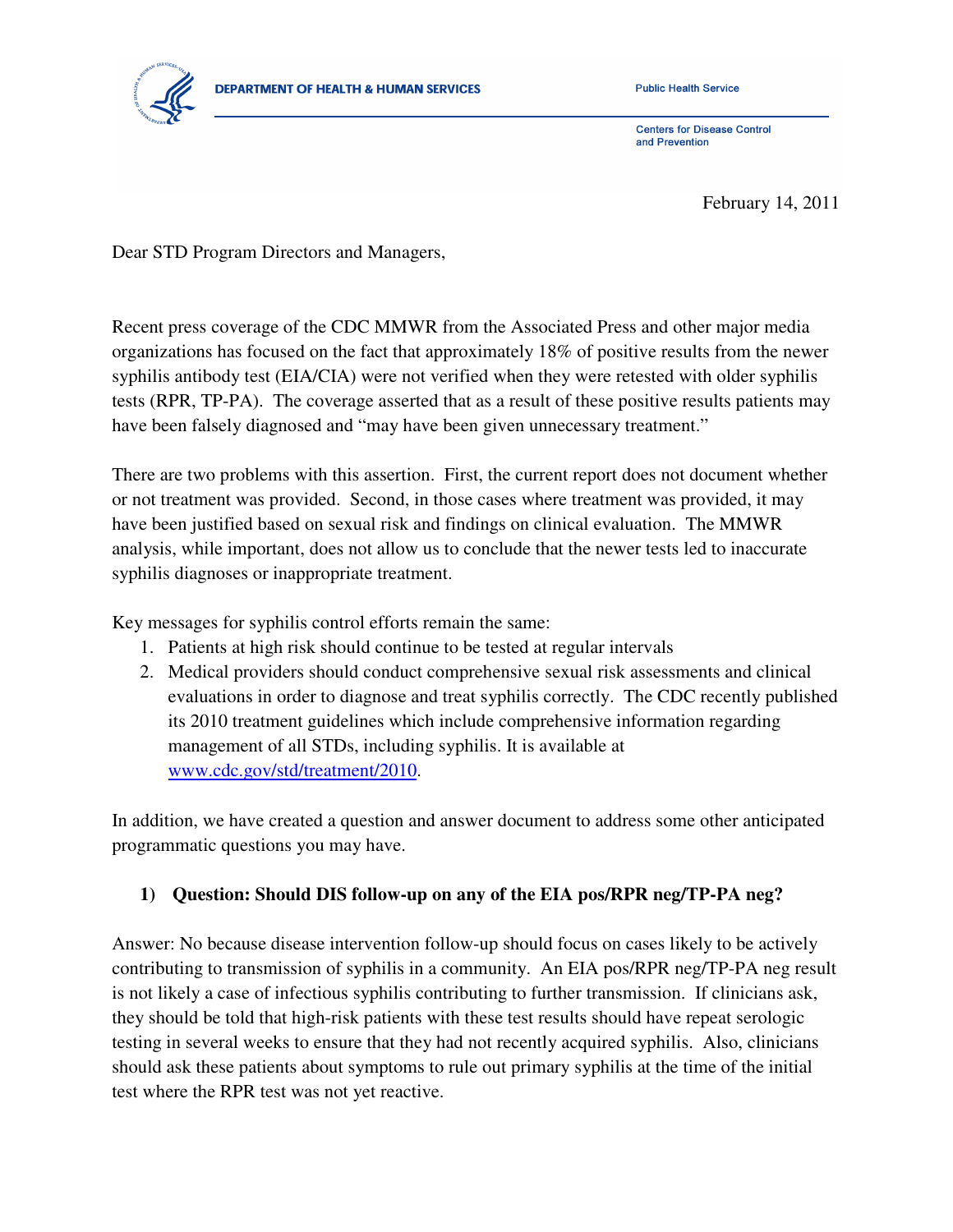DEPARTMENT OF HEALTH & HUMAN SERVICES

Public Health Service

Centers for Disease Control and Prevention

February 14, 2011

Dear STD Program Directors and Managers,

Recent press coverage of the CDC MMWR from the Associated Press and other major media organizations has focused on the fact that approximately 18% of positive results from the newer syphilis antibody test (EIA/CIA) were not verified when they were retested with older syphilis tests (RPR, TP-PA). The coverage asserted that as a result of these positive results patients may have been falsely diagnosed and "may have been given unnecessary treatment."

There are two problems with this assertion. First, the current report does not document whether or not treatment was provided. Second, in those cases where treatment was provided, it may have been justified based on sexual risk and findings on clinical evaluation. The MMWR analysis, while important, does not allow us to conclude that the newer tests led to inaccurate syphilis diagnoses or inappropriate treatment.

Key messages for syphilis control efforts remain the same:

1. Patients at high risk should continue to be tested at regular intervals
2. Medical providers should conduct comprehensive sexual risk assessments and clinical evaluations in order to diagnose and treat syphilis correctly. The CDC recently published its 2010 treatment guidelines which include comprehensive information regarding management of all STDs, including syphilis. It is available at www.cdc.gov/std/treatment/2010.

In addition, we have created a question and answer document to address some other anticipated programmatic questions you may have.

**1) Question: Should DIS follow-up on any of the EIA pos/RPR neg/TP-PA neg?**

Answer: No because disease intervention follow-up should focus on cases likely to be actively contributing to transmission of syphilis in a community. An EIA pos/RPR neg/TP-PA neg result is not likely a case of infectious syphilis contributing to further transmission. If clinicians ask, they should be told that high-risk patients with these test results should have repeat serologic testing in several weeks to ensure that they had not recently acquired syphilis. Also, clinicians should ask these patients about symptoms to rule out primary syphilis at the time of the initial test where the RPR test was not yet reactive.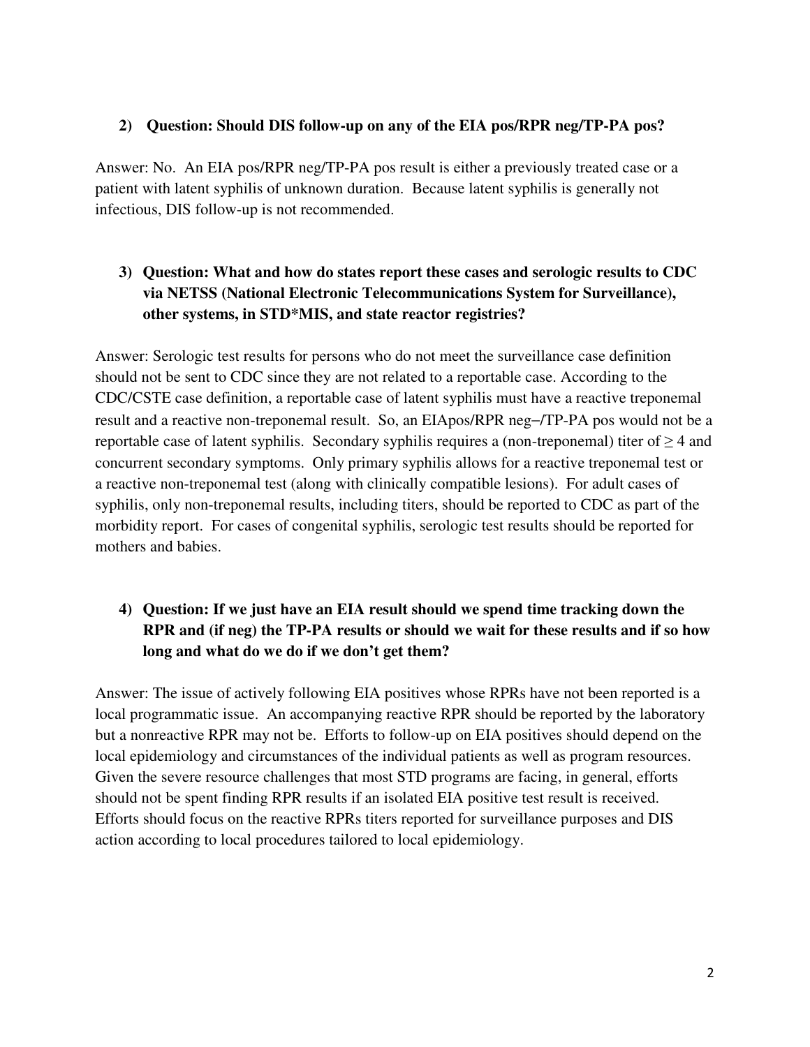2) **Question: Should DIS follow-up on any of the EIA pos/RPR neg/TP-PA pos?**

Answer: No. An EIA pos/RPR neg/TP-PA pos result is either a previously treated case or a patient with latent syphilis of unknown duration. Because latent syphilis is generally not infectious, DIS follow-up is not recommended.

3) **Question: What and how do states report these cases and serologic results to CDC via NETSS (National Electronic Telecommunications System for Surveillance), other systems, in STD*MIS, and state reactor registries?**

Answer: Serologic test results for persons who do not meet the surveillance case definition should not be sent to CDC since they are not related to a reportable case. According to the CDC/CSTE case definition, a reportable case of latent syphilis must have a reactive treponemal result and a reactive non-treponemal result. So, an EIApos/RPR neg–/TP-PA pos would not be a reportable case of latent syphilis. Secondary syphilis requires a (non-treponemal) titer of $\geq 4$ and concurrent secondary symptoms. Only primary syphilis allows for a reactive treponemal test or a reactive non-treponemal test (along with clinically compatible lesions). For adult cases of syphilis, only non-treponemal results, including titers, should be reported to CDC as part of the morbidity report. For cases of congenital syphilis, serologic test results should be reported for mothers and babies.

4) **Question: If we just have an EIA result should we spend time tracking down the RPR and (if neg) the TP-PA results or should we wait for these results and if so how long and what do we do if we don't get them?**

Answer: The issue of actively following EIA positives whose RPRs have not been reported is a local programmatic issue. An accompanying reactive RPR should be reported by the laboratory but a nonreactive RPR may not be. Efforts to follow-up on EIA positives should depend on the local epidemiology and circumstances of the individual patients as well as program resources. Given the severe resource challenges that most STD programs are facing, in general, efforts should not be spent finding RPR results if an isolated EIA positive test result is received. Efforts should focus on the reactive RPRs titers reported for surveillance purposes and DIS action according to local procedures tailored to local epidemiology.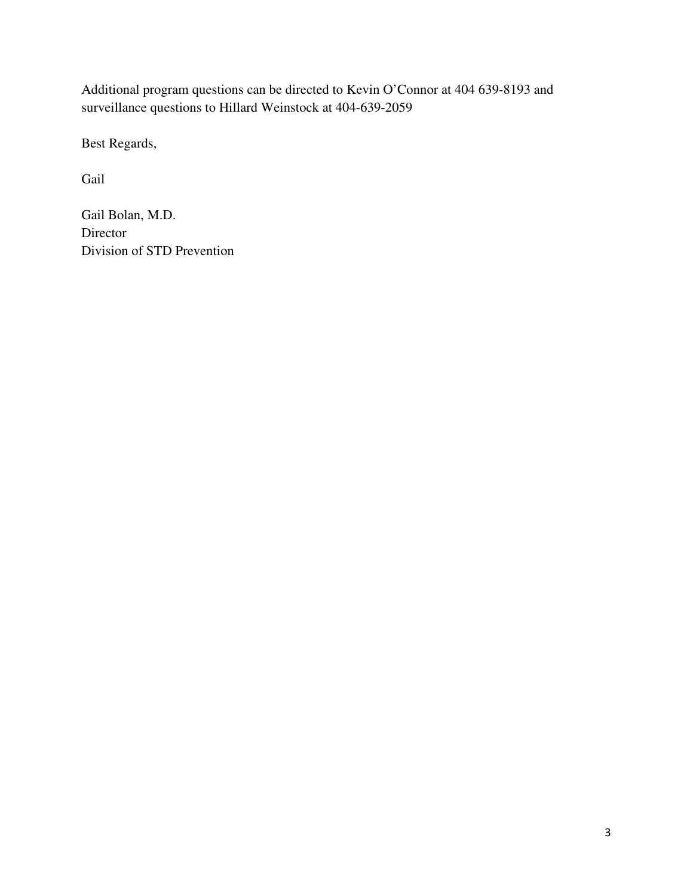Additional program questions can be directed to Kevin O'Connor at 404 639-8193 and surveillance questions to Hillard Weinstock at 404-639-2059

Best Regards,

Gail

Gail Bolan, M.D.
Director
Division of STD Prevention